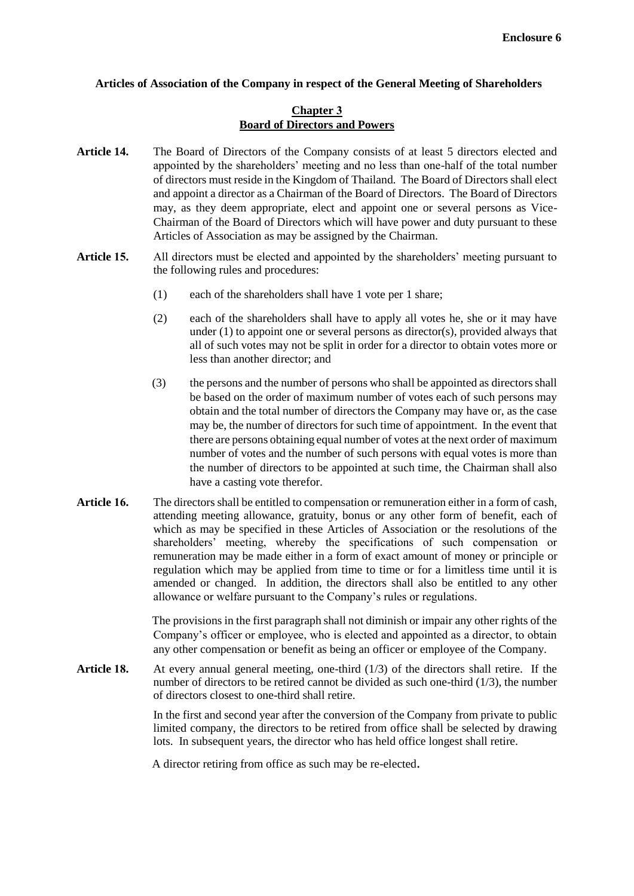**Enclosure 6**

**Articles of Association of the Company in respect of the General Meeting of Shareholders**

## Chapter 3
## Board of Directors and Powers

**Article 14.** The Board of Directors of the Company consists of at least 5 directors elected and appointed by the shareholders' meeting and no less than one-half of the total number of directors must reside in the Kingdom of Thailand. The Board of Directors shall elect and appoint a director as a Chairman of the Board of Directors. The Board of Directors may, as they deem appropriate, elect and appoint one or several persons as Vice-Chairman of the Board of Directors which will have power and duty pursuant to these Articles of Association as may be assigned by the Chairman.

**Article 15.** All directors must be elected and appointed by the shareholders' meeting pursuant to the following rules and procedures:

(1) each of the shareholders shall have 1 vote per 1 share;

(2) each of the shareholders shall have to apply all votes he, she or it may have under (1) to appoint one or several persons as director(s), provided always that all of such votes may not be split in order for a director to obtain votes more or less than another director; and

(3) the persons and the number of persons who shall be appointed as directors shall be based on the order of maximum number of votes each of such persons may obtain and the total number of directors the Company may have or, as the case may be, the number of directors for such time of appointment. In the event that there are persons obtaining equal number of votes at the next order of maximum number of votes and the number of such persons with equal votes is more than the number of directors to be appointed at such time, the Chairman shall also have a casting vote therefor.

**Article 16.** The directors shall be entitled to compensation or remuneration either in a form of cash, attending meeting allowance, gratuity, bonus or any other form of benefit, each of which as may be specified in these Articles of Association or the resolutions of the shareholders' meeting, whereby the specifications of such compensation or remuneration may be made either in a form of exact amount of money or principle or regulation which may be applied from time to time or for a limitless time until it is amended or changed. In addition, the directors shall also be entitled to any other allowance or welfare pursuant to the Company's rules or regulations.

The provisions in the first paragraph shall not diminish or impair any other rights of the Company's officer or employee, who is elected and appointed as a director, to obtain any other compensation or benefit as being an officer or employee of the Company.

**Article 18.** At every annual general meeting, one-third (1/3) of the directors shall retire. If the number of directors to be retired cannot be divided as such one-third (1/3), the number of directors closest to one-third shall retire.

In the first and second year after the conversion of the Company from private to public limited company, the directors to be retired from office shall be selected by drawing lots. In subsequent years, the director who has held office longest shall retire.

A director retiring from office as such may be re-elected.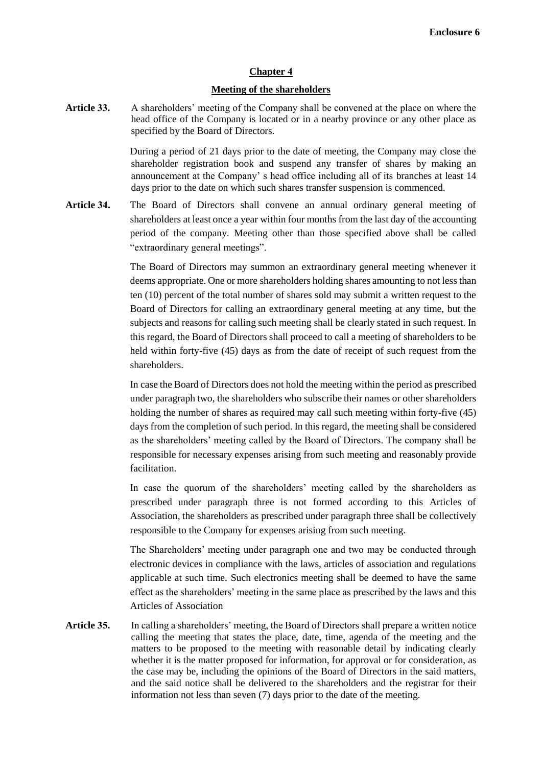**Enclosure 6**

## Chapter 4

### Meeting of the shareholders

**Article 33.** A shareholders' meeting of the Company shall be convened at the place on where the head office of the Company is located or in a nearby province or any other place as specified by the Board of Directors.

During a period of 21 days prior to the date of meeting, the Company may close the shareholder registration book and suspend any transfer of shares by making an announcement at the Company' s head office including all of its branches at least 14 days prior to the date on which such shares transfer suspension is commenced.

**Article 34.** The Board of Directors shall convene an annual ordinary general meeting of shareholders at least once a year within four months from the last day of the accounting period of the company. Meeting other than those specified above shall be called "extraordinary general meetings".

The Board of Directors may summon an extraordinary general meeting whenever it deems appropriate. One or more shareholders holding shares amounting to not less than ten (10) percent of the total number of shares sold may submit a written request to the Board of Directors for calling an extraordinary general meeting at any time, but the subjects and reasons for calling such meeting shall be clearly stated in such request. In this regard, the Board of Directors shall proceed to call a meeting of shareholders to be held within forty-five (45) days as from the date of receipt of such request from the shareholders.

In case the Board of Directors does not hold the meeting within the period as prescribed under paragraph two, the shareholders who subscribe their names or other shareholders holding the number of shares as required may call such meeting within forty-five (45) days from the completion of such period. In this regard, the meeting shall be considered as the shareholders' meeting called by the Board of Directors. The company shall be responsible for necessary expenses arising from such meeting and reasonably provide facilitation.

In case the quorum of the shareholders' meeting called by the shareholders as prescribed under paragraph three is not formed according to this Articles of Association, the shareholders as prescribed under paragraph three shall be collectively responsible to the Company for expenses arising from such meeting.

The Shareholders' meeting under paragraph one and two may be conducted through electronic devices in compliance with the laws, articles of association and regulations applicable at such time. Such electronics meeting shall be deemed to have the same effect as the shareholders' meeting in the same place as prescribed by the laws and this Articles of Association

**Article 35.** In calling a shareholders' meeting, the Board of Directors shall prepare a written notice calling the meeting that states the place, date, time, agenda of the meeting and the matters to be proposed to the meeting with reasonable detail by indicating clearly whether it is the matter proposed for information, for approval or for consideration, as the case may be, including the opinions of the Board of Directors in the said matters, and the said notice shall be delivered to the shareholders and the registrar for their information not less than seven (7) days prior to the date of the meeting.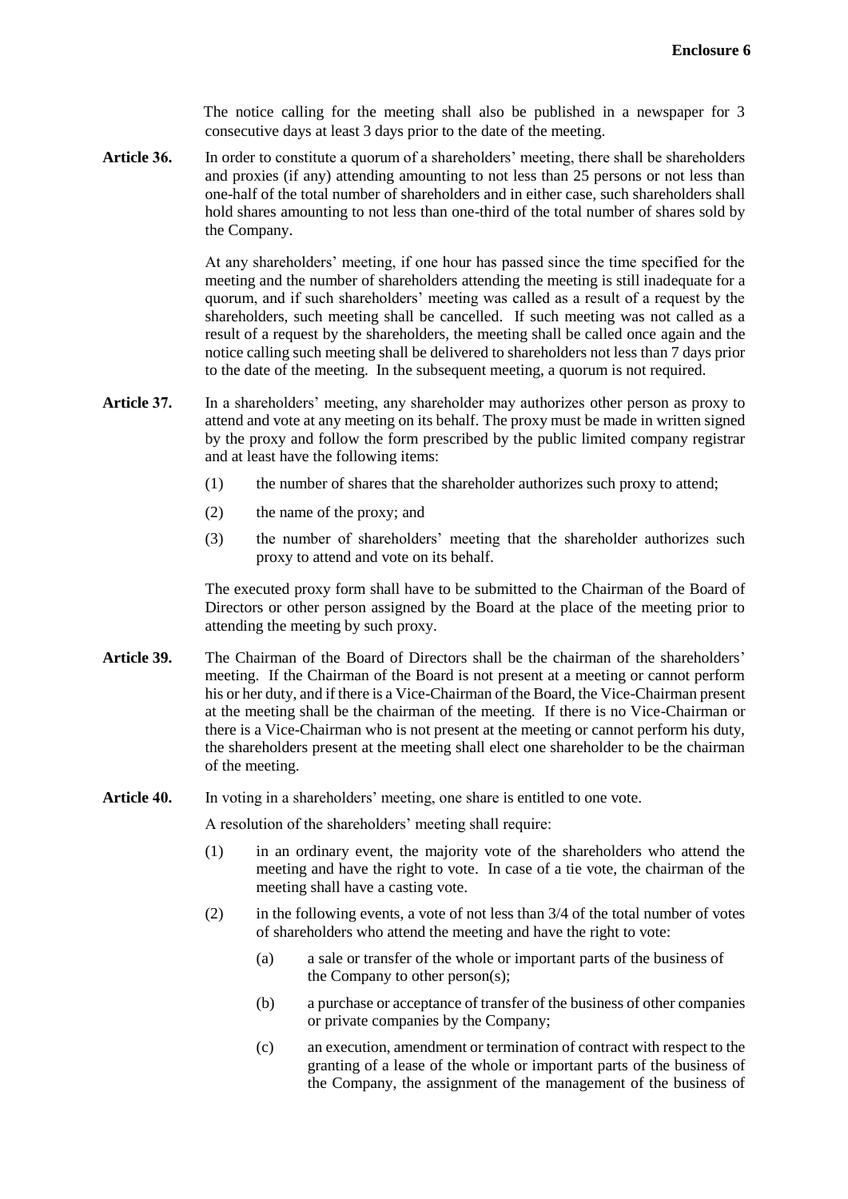The notice calling for the meeting shall also be published in a newspaper for 3 consecutive days at least 3 days prior to the date of the meeting.

**Article 36.** In order to constitute a quorum of a shareholders' meeting, there shall be shareholders and proxies (if any) attending amounting to not less than 25 persons or not less than one-half of the total number of shareholders and in either case, such shareholders shall hold shares amounting to not less than one-third of the total number of shares sold by the Company.

At any shareholders' meeting, if one hour has passed since the time specified for the meeting and the number of shareholders attending the meeting is still inadequate for a quorum, and if such shareholders' meeting was called as a result of a request by the shareholders, such meeting shall be cancelled. If such meeting was not called as a result of a request by the shareholders, the meeting shall be called once again and the notice calling such meeting shall be delivered to shareholders not less than 7 days prior to the date of the meeting. In the subsequent meeting, a quorum is not required.

**Article 37.** In a shareholders' meeting, any shareholder may authorizes other person as proxy to attend and vote at any meeting on its behalf. The proxy must be made in written signed by the proxy and follow the form prescribed by the public limited company registrar and at least have the following items:

(1) the number of shares that the shareholder authorizes such proxy to attend;

(2) the name of the proxy; and

(3) the number of shareholders' meeting that the shareholder authorizes such proxy to attend and vote on its behalf.

The executed proxy form shall have to be submitted to the Chairman of the Board of Directors or other person assigned by the Board at the place of the meeting prior to attending the meeting by such proxy.

**Article 39.** The Chairman of the Board of Directors shall be the chairman of the shareholders' meeting. If the Chairman of the Board is not present at a meeting or cannot perform his or her duty, and if there is a Vice-Chairman of the Board, the Vice-Chairman present at the meeting shall be the chairman of the meeting. If there is no Vice-Chairman or there is a Vice-Chairman who is not present at the meeting or cannot perform his duty, the shareholders present at the meeting shall elect one shareholder to be the chairman of the meeting.

**Article 40.** In voting in a shareholders' meeting, one share is entitled to one vote.

A resolution of the shareholders' meeting shall require:

(1) in an ordinary event, the majority vote of the shareholders who attend the meeting and have the right to vote. In case of a tie vote, the chairman of the meeting shall have a casting vote.

(2) in the following events, a vote of not less than 3/4 of the total number of votes of shareholders who attend the meeting and have the right to vote:

(a) a sale or transfer of the whole or important parts of the business of the Company to other person(s);

(b) a purchase or acceptance of transfer of the business of other companies or private companies by the Company;

(c) an execution, amendment or termination of contract with respect to the granting of a lease of the whole or important parts of the business of the Company, the assignment of the management of the business of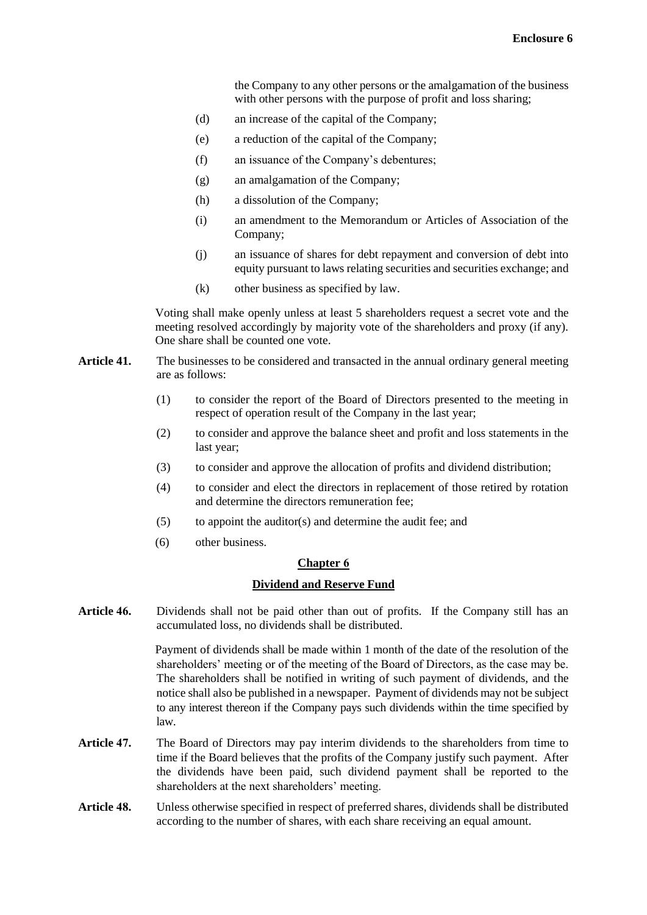the Company to any other persons or the amalgamation of the business with other persons with the purpose of profit and loss sharing;

(d) an increase of the capital of the Company;

(e) a reduction of the capital of the Company;

(f) an issuance of the Company's debentures;

(g) an amalgamation of the Company;

(h) a dissolution of the Company;

(i) an amendment to the Memorandum or Articles of Association of the Company;

(j) an issuance of shares for debt repayment and conversion of debt into equity pursuant to laws relating securities and securities exchange; and

(k) other business as specified by law.

Voting shall make openly unless at least 5 shareholders request a secret vote and the meeting resolved accordingly by majority vote of the shareholders and proxy (if any). One share shall be counted one vote.

**Article 41.** The businesses to be considered and transacted in the annual ordinary general meeting are as follows:

(1) to consider the report of the Board of Directors presented to the meeting in respect of operation result of the Company in the last year;

(2) to consider and approve the balance sheet and profit and loss statements in the last year;

(3) to consider and approve the allocation of profits and dividend distribution;

(4) to consider and elect the directors in replacement of those retired by rotation and determine the directors remuneration fee;

(5) to appoint the auditor(s) and determine the audit fee; and

(6) other business.

## Chapter 6

## Dividend and Reserve Fund

**Article 46.** Dividends shall not be paid other than out of profits. If the Company still has an accumulated loss, no dividends shall be distributed.

Payment of dividends shall be made within 1 month of the date of the resolution of the shareholders' meeting or of the meeting of the Board of Directors, as the case may be. The shareholders shall be notified in writing of such payment of dividends, and the notice shall also be published in a newspaper. Payment of dividends may not be subject to any interest thereon if the Company pays such dividends within the time specified by law.

**Article 47.** The Board of Directors may pay interim dividends to the shareholders from time to time if the Board believes that the profits of the Company justify such payment. After the dividends have been paid, such dividend payment shall be reported to the shareholders at the next shareholders' meeting.

**Article 48.** Unless otherwise specified in respect of preferred shares, dividends shall be distributed according to the number of shares, with each share receiving an equal amount.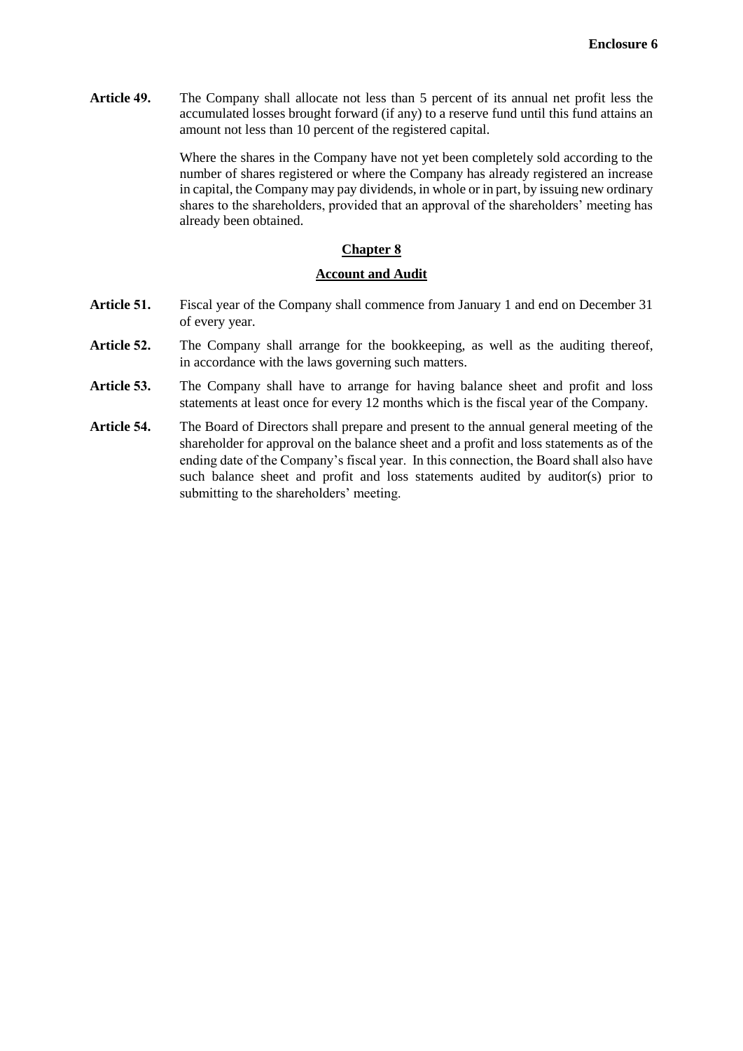**Enclosure 6**

**Article 49.** The Company shall allocate not less than 5 percent of its annual net profit less the accumulated losses brought forward (if any) to a reserve fund until this fund attains an amount not less than 10 percent of the registered capital.

Where the shares in the Company have not yet been completely sold according to the number of shares registered or where the Company has already registered an increase in capital, the Company may pay dividends, in whole or in part, by issuing new ordinary shares to the shareholders, provided that an approval of the shareholders' meeting has already been obtained.

## Chapter 8

## Account and Audit

**Article 51.** Fiscal year of the Company shall commence from January 1 and end on December 31 of every year.

**Article 52.** The Company shall arrange for the bookkeeping, as well as the auditing thereof, in accordance with the laws governing such matters.

**Article 53.** The Company shall have to arrange for having balance sheet and profit and loss statements at least once for every 12 months which is the fiscal year of the Company.

**Article 54.** The Board of Directors shall prepare and present to the annual general meeting of the shareholder for approval on the balance sheet and a profit and loss statements as of the ending date of the Company's fiscal year. In this connection, the Board shall also have such balance sheet and profit and loss statements audited by auditor(s) prior to submitting to the shareholders' meeting.